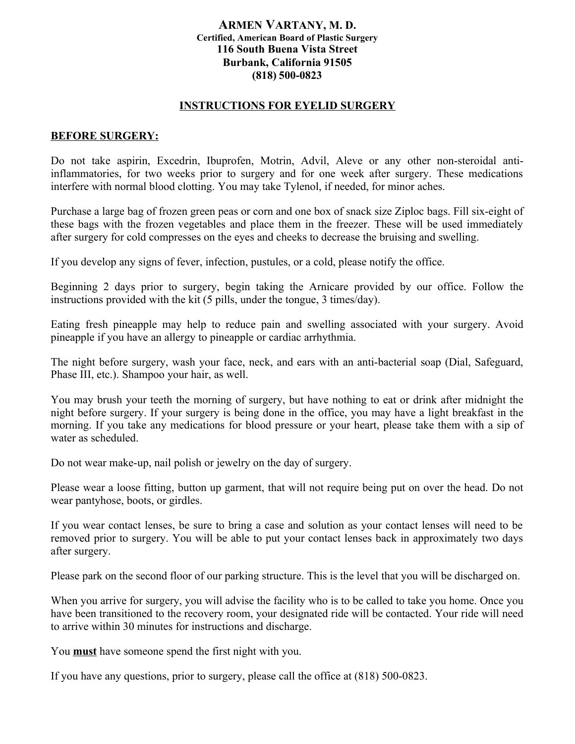**ARMEN VARTANY, M. D.**
**Certified, American Board of Plastic Surgery**
**116 South Buena Vista Street**
**Burbank, California 91505**
**(818) 500-0823**

# INSTRUCTIONS FOR EYELID SURGERY

## BEFORE SURGERY:

Do not take aspirin, Excedrin, Ibuprofen, Motrin, Advil, Aleve or any other non-steroidal anti-inflammatories, for two weeks prior to surgery and for one week after surgery. These medications interfere with normal blood clotting. You may take Tylenol, if needed, for minor aches.

Purchase a large bag of frozen green peas or corn and one box of snack size Ziploc bags. Fill six-eight of these bags with the frozen vegetables and place them in the freezer. These will be used immediately after surgery for cold compresses on the eyes and cheeks to decrease the bruising and swelling.

If you develop any signs of fever, infection, pustules, or a cold, please notify the office.

Beginning 2 days prior to surgery, begin taking the Arnicare provided by our office. Follow the instructions provided with the kit (5 pills, under the tongue, 3 times/day).

Eating fresh pineapple may help to reduce pain and swelling associated with your surgery. Avoid pineapple if you have an allergy to pineapple or cardiac arrhythmia.

The night before surgery, wash your face, neck, and ears with an anti-bacterial soap (Dial, Safeguard, Phase III, etc.). Shampoo your hair, as well.

You may brush your teeth the morning of surgery, but have nothing to eat or drink after midnight the night before surgery. If your surgery is being done in the office, you may have a light breakfast in the morning. If you take any medications for blood pressure or your heart, please take them with a sip of water as scheduled.

Do not wear make-up, nail polish or jewelry on the day of surgery.

Please wear a loose fitting, button up garment, that will not require being put on over the head. Do not wear pantyhose, boots, or girdles.

If you wear contact lenses, be sure to bring a case and solution as your contact lenses will need to be removed prior to surgery. You will be able to put your contact lenses back in approximately two days after surgery.

Please park on the second floor of our parking structure. This is the level that you will be discharged on.

When you arrive for surgery, you will advise the facility who is to be called to take you home. Once you have been transitioned to the recovery room, your designated ride will be contacted. Your ride will need to arrive within 30 minutes for instructions and discharge.

You **must** have someone spend the first night with you.

If you have any questions, prior to surgery, please call the office at (818) 500-0823.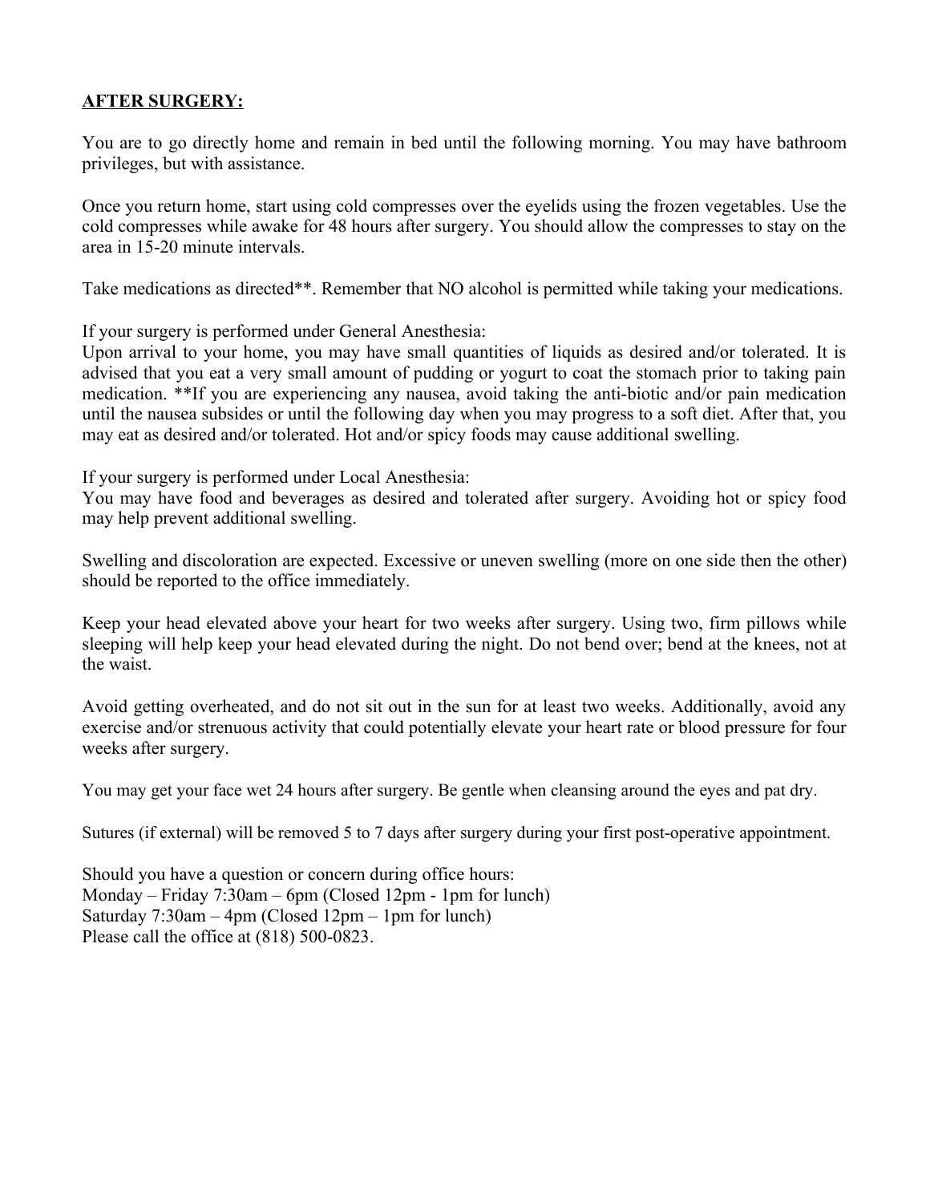**AFTER SURGERY:**

You are to go directly home and remain in bed until the following morning. You may have bathroom privileges, but with assistance.

Once you return home, start using cold compresses over the eyelids using the frozen vegetables. Use the cold compresses while awake for 48 hours after surgery. You should allow the compresses to stay on the area in 15-20 minute intervals.

Take medications as directed**. Remember that NO alcohol is permitted while taking your medications.

If your surgery is performed under General Anesthesia:
Upon arrival to your home, you may have small quantities of liquids as desired and/or tolerated. It is advised that you eat a very small amount of pudding or yogurt to coat the stomach prior to taking pain medication. **If you are experiencing any nausea, avoid taking the anti-biotic and/or pain medication until the nausea subsides or until the following day when you may progress to a soft diet. After that, you may eat as desired and/or tolerated. Hot and/or spicy foods may cause additional swelling.

If your surgery is performed under Local Anesthesia:
You may have food and beverages as desired and tolerated after surgery. Avoiding hot or spicy food may help prevent additional swelling.

Swelling and discoloration are expected. Excessive or uneven swelling (more on one side then the other) should be reported to the office immediately.

Keep your head elevated above your heart for two weeks after surgery. Using two, firm pillows while sleeping will help keep your head elevated during the night. Do not bend over; bend at the knees, not at the waist.

Avoid getting overheated, and do not sit out in the sun for at least two weeks. Additionally, avoid any exercise and/or strenuous activity that could potentially elevate your heart rate or blood pressure for four weeks after surgery.

You may get your face wet 24 hours after surgery. Be gentle when cleansing around the eyes and pat dry.

Sutures (if external) will be removed 5 to 7 days after surgery during your first post-operative appointment.

Should you have a question or concern during office hours:
Monday – Friday 7:30am – 6pm (Closed 12pm - 1pm for lunch)
Saturday 7:30am – 4pm (Closed 12pm – 1pm for lunch)
Please call the office at (818) 500-0823.